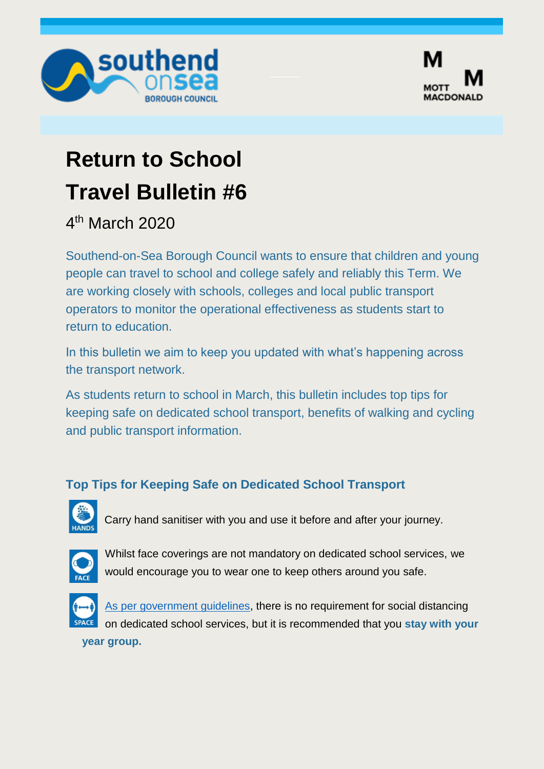# Return to School Travel Bulletin #6

4th March 2020

Southend-on-Sea Borough Council wants to ensure that children and young people can travel to school and college safely and reliably this Term. We are working closely with schools, colleges and local public transport operators to monitor the operational effectiveness as students start to return to education.

In this bulletin we aim to keep you updated with what's happening across the transport network.

As students return to school in March, this bulletin includes top tips for keeping safe on dedicated school transport, benefits of walking and cycling and public transport information.

### Top Tips for Keeping Safe on Dedicated School Transport

HANDS — Carry hand sanitiser with you and use it before and after your journey.

FACE — Whilst face coverings are not mandatory on dedicated school services, we would encourage you to wear one to keep others around you safe.

SPACE — As per government guidelines, there is no requirement for social distancing on dedicated school services, but it is recommended that you **stay with your year group.**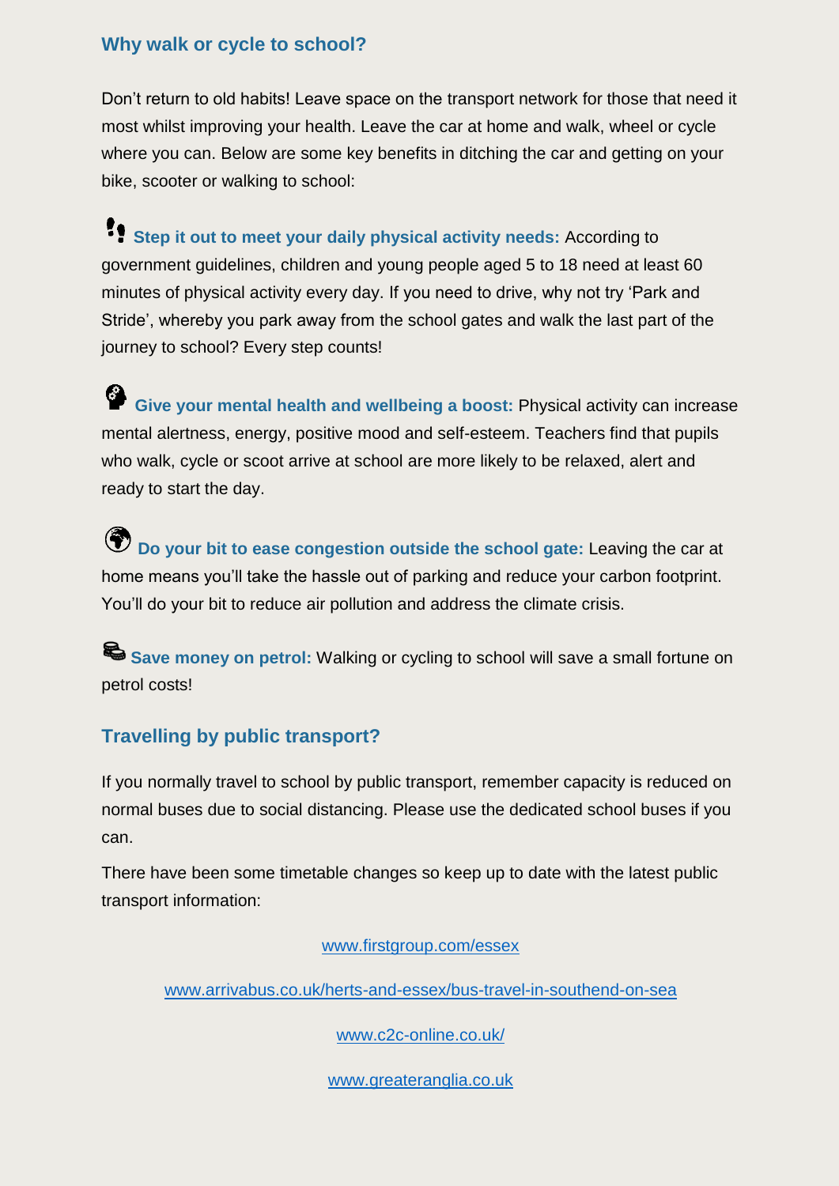## Why walk or cycle to school?

Don't return to old habits! Leave space on the transport network for those that need it most whilst improving your health. Leave the car at home and walk, wheel or cycle where you can. Below are some key benefits in ditching the car and getting on your bike, scooter or walking to school:

**Step it out to meet your daily physical activity needs:** According to government guidelines, children and young people aged 5 to 18 need at least 60 minutes of physical activity every day. If you need to drive, why not try 'Park and Stride', whereby you park away from the school gates and walk the last part of the journey to school? Every step counts!

**Give your mental health and wellbeing a boost:** Physical activity can increase mental alertness, energy, positive mood and self-esteem. Teachers find that pupils who walk, cycle or scoot arrive at school are more likely to be relaxed, alert and ready to start the day.

**Do your bit to ease congestion outside the school gate:** Leaving the car at home means you'll take the hassle out of parking and reduce your carbon footprint. You'll do your bit to reduce air pollution and address the climate crisis.

**Save money on petrol:** Walking or cycling to school will save a small fortune on petrol costs!

## Travelling by public transport?

If you normally travel to school by public transport, remember capacity is reduced on normal buses due to social distancing. Please use the dedicated school buses if you can.

There have been some timetable changes so keep up to date with the latest public transport information:

www.firstgroup.com/essex

www.arrivabus.co.uk/herts-and-essex/bus-travel-in-southend-on-sea

www.c2c-online.co.uk/

www.greateranglia.co.uk